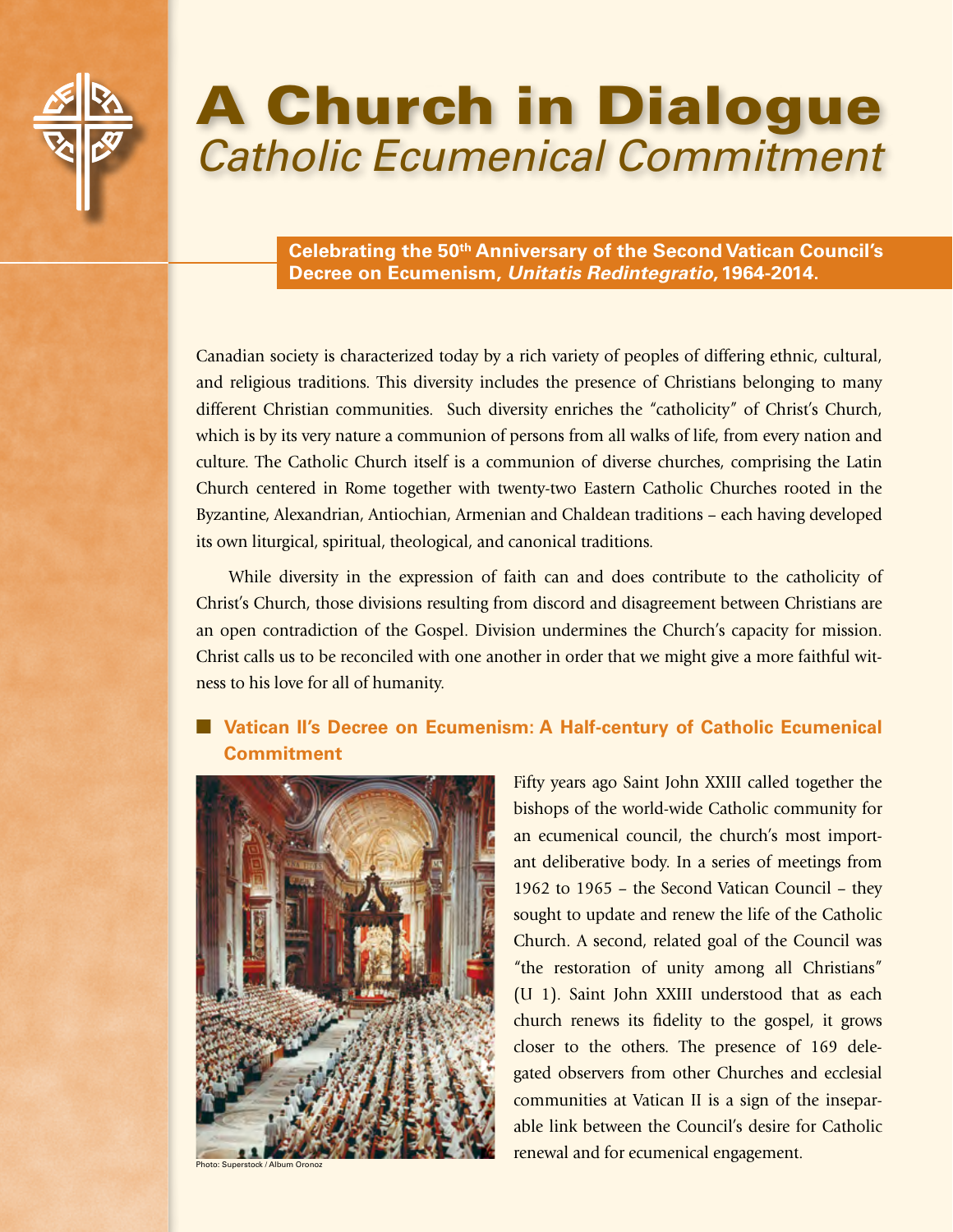# A Church in Dialogue
## *Catholic Ecumenical Commitment*

**Celebrating the 50th Anniversary of the Second Vatican Council's Decree on Ecumenism, *Unitatis Redintegratio*, 1964-2014.**

Canadian society is characterized today by a rich variety of peoples of differing ethnic, cultural, and religious traditions. This diversity includes the presence of Christians belonging to many different Christian communities. Such diversity enriches the "catholicity" of Christ's Church, which is by its very nature a communion of persons from all walks of life, from every nation and culture. The Catholic Church itself is a communion of diverse churches, comprising the Latin Church centered in Rome together with twenty-two Eastern Catholic Churches rooted in the Byzantine, Alexandrian, Antiochian, Armenian and Chaldean traditions – each having developed its own liturgical, spiritual, theological, and canonical traditions.

While diversity in the expression of faith can and does contribute to the catholicity of Christ's Church, those divisions resulting from discord and disagreement between Christians are an open contradiction of the Gospel. Division undermines the Church's capacity for mission. Christ calls us to be reconciled with one another in order that we might give a more faithful witness to his love for all of humanity.

### Vatican II's Decree on Ecumenism: A Half-century of Catholic Ecumenical Commitment

Photo: Superstock / Album Oronoz

Fifty years ago Saint John XXIII called together the bishops of the world-wide Catholic community for an ecumenical council, the church's most important deliberative body. In a series of meetings from 1962 to 1965 – the Second Vatican Council – they sought to update and renew the life of the Catholic Church. A second, related goal of the Council was "the restoration of unity among all Christians" (U 1). Saint John XXIII understood that as each church renews its fidelity to the gospel, it grows closer to the others. The presence of 169 delegated observers from other Churches and ecclesial communities at Vatican II is a sign of the inseparable link between the Council's desire for Catholic renewal and for ecumenical engagement.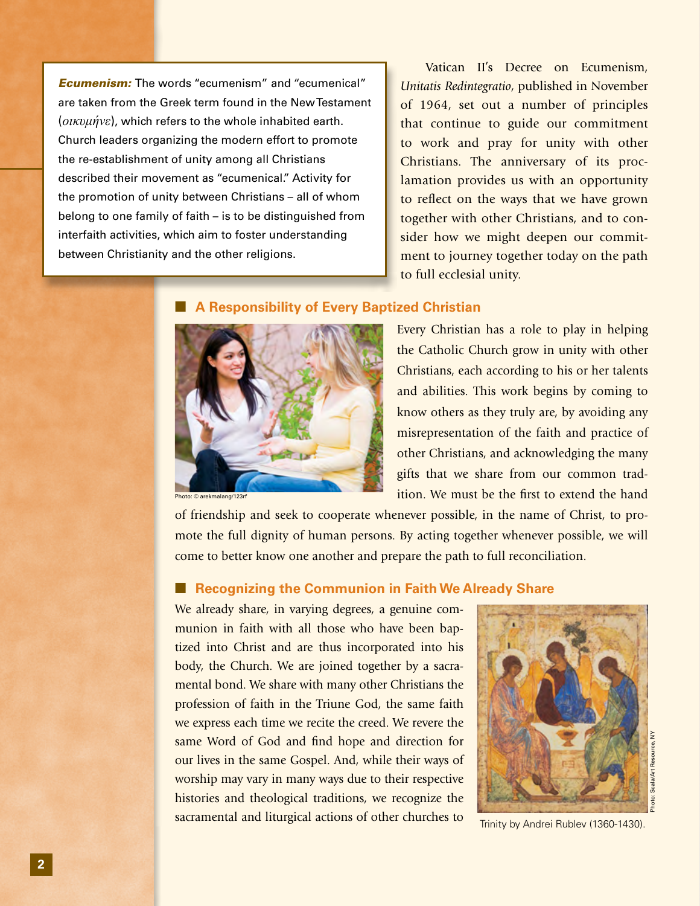**_Ecumenism:_** The words "ecumenism" and "ecumenical" are taken from the Greek term found in the New Testament (*οικυμήνε*), which refers to the whole inhabited earth. Church leaders organizing the modern effort to promote the re-establishment of unity among all Christians described their movement as "ecumenical." Activity for the promotion of unity between Christians – all of whom belong to one family of faith – is to be distinguished from interfaith activities, which aim to foster understanding between Christianity and the other religions.

Vatican II's Decree on Ecumenism, *Unitatis Redintegratio*, published in November of 1964, set out a number of principles that continue to guide our commitment to work and pray for unity with other Christians. The anniversary of its proclamation provides us with an opportunity to reflect on the ways that we have grown together with other Christians, and to consider how we might deepen our commitment to journey together today on the path to full ecclesial unity.

## A Responsibility of Every Baptized Christian

Photo: © arekmalang/123rf

Every Christian has a role to play in helping the Catholic Church grow in unity with other Christians, each according to his or her talents and abilities. This work begins by coming to know others as they truly are, by avoiding any misrepresentation of the faith and practice of other Christians, and acknowledging the many gifts that we share from our common tradition. We must be the first to extend the hand of friendship and seek to cooperate whenever possible, in the name of Christ, to promote the full dignity of human persons. By acting together whenever possible, we will come to better know one another and prepare the path to full reconciliation.

## Recognizing the Communion in Faith We Already Share

We already share, in varying degrees, a genuine communion in faith with all those who have been baptized into Christ and are thus incorporated into his body, the Church. We are joined together by a sacramental bond. We share with many other Christians the profession of faith in the Triune God, the same faith we express each time we recite the creed. We revere the same Word of God and find hope and direction for our lives in the same Gospel. And, while their ways of worship may vary in many ways due to their respective histories and theological traditions, we recognize the sacramental and liturgical actions of other churches to

Trinity by Andrei Rublev (1360-1430).

Photo: Scala/Art Resource, NY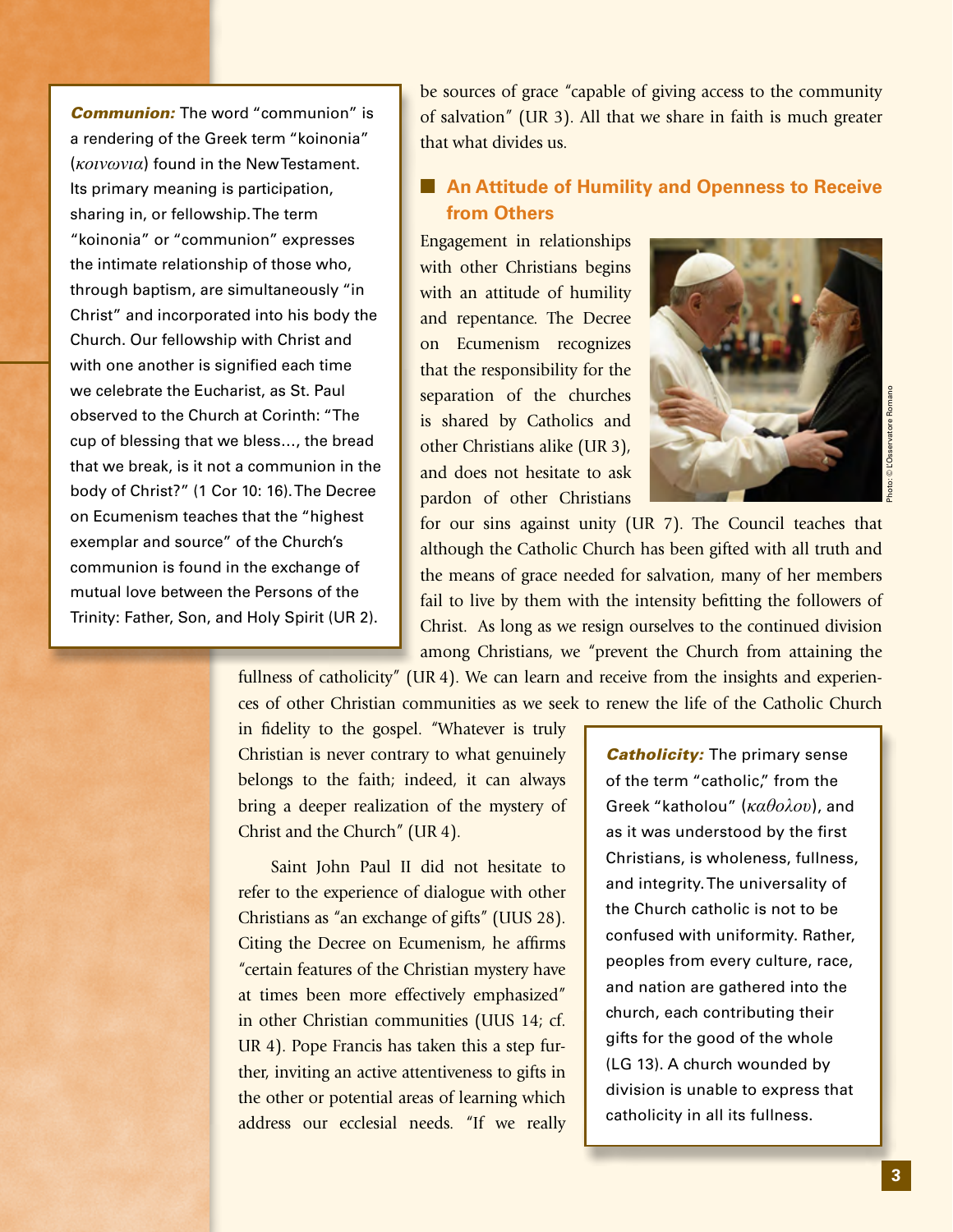***Communion:*** The word "communion" is a rendering of the Greek term "koinonia" (*κοινωνια*) found in the New Testament. Its primary meaning is participation, sharing in, or fellowship. The term "koinonia" or "communion" expresses the intimate relationship of those who, through baptism, are simultaneously "in Christ" and incorporated into his body the Church. Our fellowship with Christ and with one another is signified each time we celebrate the Eucharist, as St. Paul observed to the Church at Corinth: "The cup of blessing that we bless…, the bread that we break, is it not a communion in the body of Christ?" (1 Cor 10: 16). The Decree on Ecumenism teaches that the "highest exemplar and source" of the Church's communion is found in the exchange of mutual love between the Persons of the Trinity: Father, Son, and Holy Spirit (UR 2).

be sources of grace "capable of giving access to the community of salvation" (UR 3). All that we share in faith is much greater that what divides us.

## An Attitude of Humility and Openness to Receive from Others

Engagement in relationships with other Christians begins with an attitude of humility and repentance. The Decree on Ecumenism recognizes that the responsibility for the separation of the churches is shared by Catholics and other Christians alike (UR 3), and does not hesitate to ask pardon of other Christians for our sins against unity (UR 7). The Council teaches that although the Catholic Church has been gifted with all truth and the means of grace needed for salvation, many of her members fail to live by them with the intensity befitting the followers of Christ. As long as we resign ourselves to the continued division among Christians, we "prevent the Church from attaining the fullness of catholicity" (UR 4). We can learn and receive from the insights and experiences of other Christian communities as we seek to renew the life of the Catholic Church in fidelity to the gospel. "Whatever is truly Christian is never contrary to what genuinely belongs to the faith; indeed, it can always bring a deeper realization of the mystery of Christ and the Church" (UR 4).

Photo: © L'Osservatore Romano

Saint John Paul II did not hesitate to refer to the experience of dialogue with other Christians as "an exchange of gifts" (UUS 28). Citing the Decree on Ecumenism, he affirms "certain features of the Christian mystery have at times been more effectively emphasized" in other Christian communities (UUS 14; cf. UR 4). Pope Francis has taken this a step further, inviting an active attentiveness to gifts in the other or potential areas of learning which address our ecclesial needs. "If we really

***Catholicity:*** The primary sense of the term "catholic," from the Greek "katholou" (*καθολου*), and as it was understood by the first Christians, is wholeness, fullness, and integrity. The universality of the Church catholic is not to be confused with uniformity. Rather, peoples from every culture, race, and nation are gathered into the church, each contributing their gifts for the good of the whole (LG 13). A church wounded by division is unable to express that catholicity in all its fullness.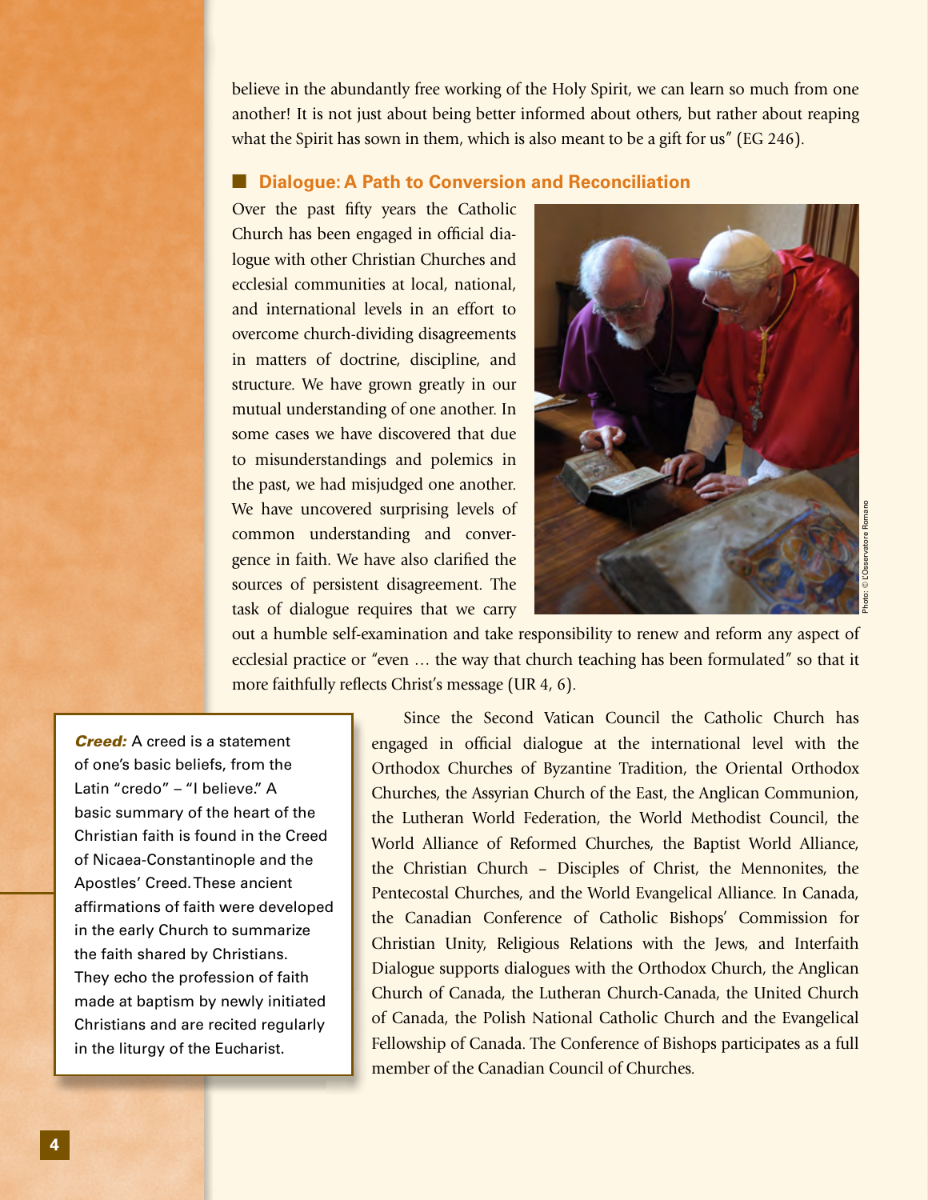believe in the abundantly free working of the Holy Spirit, we can learn so much from one another! It is not just about being better informed about others, but rather about reaping what the Spirit has sown in them, which is also meant to be a gift for us" (EG 246).

## Dialogue: A Path to Conversion and Reconciliation

Over the past fifty years the Catholic Church has been engaged in official dialogue with other Christian Churches and ecclesial communities at local, national, and international levels in an effort to overcome church-dividing disagreements in matters of doctrine, discipline, and structure. We have grown greatly in our mutual understanding of one another. In some cases we have discovered that due to misunderstandings and polemics in the past, we had misjudged one another. We have uncovered surprising levels of common understanding and convergence in faith. We have also clarified the sources of persistent disagreement. The task of dialogue requires that we carry out a humble self-examination and take responsibility to renew and reform any aspect of ecclesial practice or "even … the way that church teaching has been formulated" so that it more faithfully reflects Christ's message (UR 4, 6).

Photo: © L'Osservatore Romano

Since the Second Vatican Council the Catholic Church has engaged in official dialogue at the international level with the Orthodox Churches of Byzantine Tradition, the Oriental Orthodox Churches, the Assyrian Church of the East, the Anglican Communion, the Lutheran World Federation, the World Methodist Council, the World Alliance of Reformed Churches, the Baptist World Alliance, the Christian Church – Disciples of Christ, the Mennonites, the Pentecostal Churches, and the World Evangelical Alliance. In Canada, the Canadian Conference of Catholic Bishops' Commission for Christian Unity, Religious Relations with the Jews, and Interfaith Dialogue supports dialogues with the Orthodox Church, the Anglican Church of Canada, the Lutheran Church-Canada, the United Church of Canada, the Polish National Catholic Church and the Evangelical Fellowship of Canada. The Conference of Bishops participates as a full member of the Canadian Council of Churches.

***Creed:*** A creed is a statement of one's basic beliefs, from the Latin "credo" – "I believe." A basic summary of the heart of the Christian faith is found in the Creed of Nicaea-Constantinople and the Apostles' Creed. These ancient affirmations of faith were developed in the early Church to summarize the faith shared by Christians. They echo the profession of faith made at baptism by newly initiated Christians and are recited regularly in the liturgy of the Eucharist.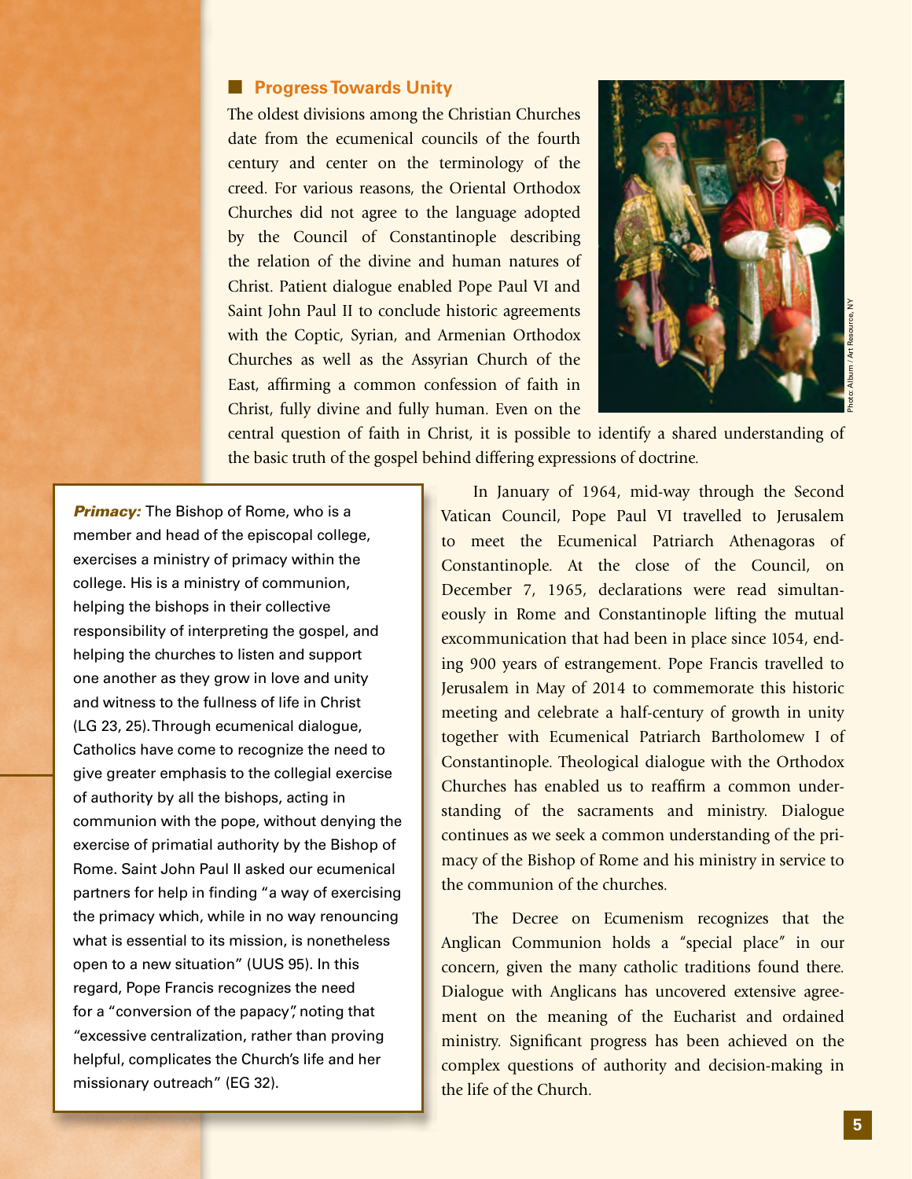## Progress Towards Unity

The oldest divisions among the Christian Churches date from the ecumenical councils of the fourth century and center on the terminology of the creed. For various reasons, the Oriental Orthodox Churches did not agree to the language adopted by the Council of Constantinople describing the relation of the divine and human natures of Christ. Patient dialogue enabled Pope Paul VI and Saint John Paul II to conclude historic agreements with the Coptic, Syrian, and Armenian Orthodox Churches as well as the Assyrian Church of the East, affirming a common confession of faith in Christ, fully divine and fully human. Even on the central question of faith in Christ, it is possible to identify a shared understanding of the basic truth of the gospel behind differing expressions of doctrine.

Photo: Album / Art Resource, NY

In January of 1964, mid-way through the Second Vatican Council, Pope Paul VI travelled to Jerusalem to meet the Ecumenical Patriarch Athenagoras of Constantinople. At the close of the Council, on December 7, 1965, declarations were read simultaneously in Rome and Constantinople lifting the mutual excommunication that had been in place since 1054, ending 900 years of estrangement. Pope Francis travelled to Jerusalem in May of 2014 to commemorate this historic meeting and celebrate a half-century of growth in unity together with Ecumenical Patriarch Bartholomew I of Constantinople. Theological dialogue with the Orthodox Churches has enabled us to reaffirm a common understanding of the sacraments and ministry. Dialogue continues as we seek a common understanding of the primacy of the Bishop of Rome and his ministry in service to the communion of the churches.

The Decree on Ecumenism recognizes that the Anglican Communion holds a "special place" in our concern, given the many catholic traditions found there. Dialogue with Anglicans has uncovered extensive agreement on the meaning of the Eucharist and ordained ministry. Significant progress has been achieved on the complex questions of authority and decision-making in the life of the Church.

> ***Primacy:*** The Bishop of Rome, who is a member and head of the episcopal college, exercises a ministry of primacy within the college. His is a ministry of communion, helping the bishops in their collective responsibility of interpreting the gospel, and helping the churches to listen and support one another as they grow in love and unity and witness to the fullness of life in Christ (LG 23, 25). Through ecumenical dialogue, Catholics have come to recognize the need to give greater emphasis to the collegial exercise of authority by all the bishops, acting in communion with the pope, without denying the exercise of primatial authority by the Bishop of Rome. Saint John Paul II asked our ecumenical partners for help in finding "a way of exercising the primacy which, while in no way renouncing what is essential to its mission, is nonetheless open to a new situation" (UUS 95). In this regard, Pope Francis recognizes the need for a "conversion of the papacy", noting that "excessive centralization, rather than proving helpful, complicates the Church's life and her missionary outreach" (EG 32).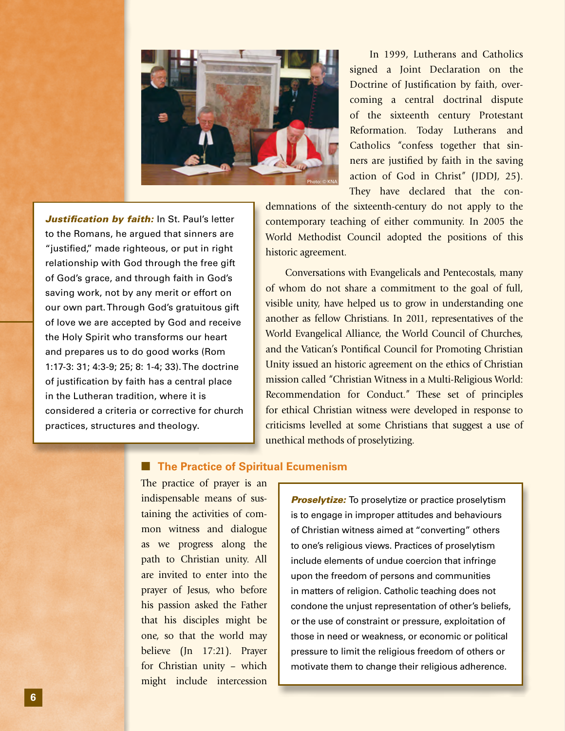In 1999, Lutherans and Catholics signed a Joint Declaration on the Doctrine of Justification by faith, overcoming a central doctrinal dispute of the sixteenth century Protestant Reformation. Today Lutherans and Catholics "confess together that sinners are justified by faith in the saving action of God in Christ" (JDDJ, 25). They have declared that the condemnations of the sixteenth-century do not apply to the contemporary teaching of either community. In 2005 the World Methodist Council adopted the positions of this historic agreement.

> ***Justification by faith:*** In St. Paul's letter to the Romans, he argued that sinners are "justified," made righteous, or put in right relationship with God through the free gift of God's grace, and through faith in God's saving work, not by any merit or effort on our own part. Through God's gratuitous gift of love we are accepted by God and receive the Holy Spirit who transforms our heart and prepares us to do good works (Rom 1:17-3: 31; 4:3-9; 25; 8: 1-4; 33). The doctrine of justification by faith has a central place in the Lutheran tradition, where it is considered a criteria or corrective for church practices, structures and theology.

Conversations with Evangelicals and Pentecostals, many of whom do not share a commitment to the goal of full, visible unity, have helped us to grow in understanding one another as fellow Christians. In 2011, representatives of the World Evangelical Alliance, the World Council of Churches, and the Vatican's Pontifical Council for Promoting Christian Unity issued an historic agreement on the ethics of Christian mission called "Christian Witness in a Multi-Religious World: Recommendation for Conduct." These set of principles for ethical Christian witness were developed in response to criticisms levelled at some Christians that suggest a use of unethical methods of proselytizing.

## The Practice of Spiritual Ecumenism

The practice of prayer is an indispensable means of sustaining the activities of common witness and dialogue as we progress along the path to Christian unity. All are invited to enter into the prayer of Jesus, who before his passion asked the Father that his disciples might be one, so that the world may believe (Jn 17:21). Prayer for Christian unity – which might include intercession

> ***Proselytize:*** To proselytize or practice proselytism is to engage in improper attitudes and behaviours of Christian witness aimed at "converting" others to one's religious views. Practices of proselytism include elements of undue coercion that infringe upon the freedom of persons and communities in matters of religion. Catholic teaching does not condone the unjust representation of other's beliefs, or the use of constraint or pressure, exploitation of those in need or weakness, or economic or political pressure to limit the religious freedom of others or motivate them to change their religious adherence.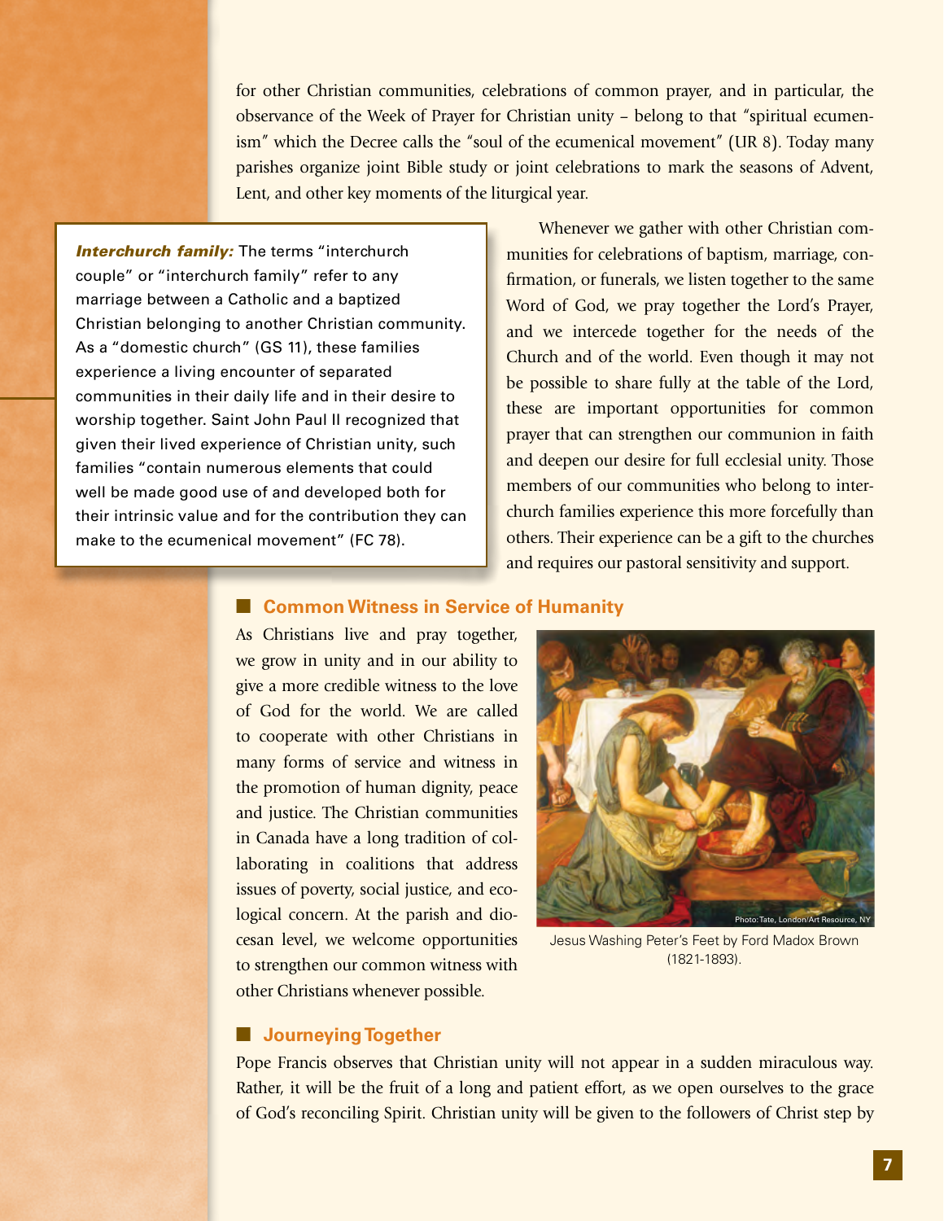for other Christian communities, celebrations of common prayer, and in particular, the observance of the Week of Prayer for Christian unity – belong to that "spiritual ecumenism" which the Decree calls the "soul of the ecumenical movement" (UR 8). Today many parishes organize joint Bible study or joint celebrations to mark the seasons of Advent, Lent, and other key moments of the liturgical year.

Whenever we gather with other Christian communities for celebrations of baptism, marriage, confirmation, or funerals, we listen together to the same Word of God, we pray together the Lord's Prayer, and we intercede together for the needs of the Church and of the world. Even though it may not be possible to share fully at the table of the Lord, these are important opportunities for common prayer that can strengthen our communion in faith and deepen our desire for full ecclesial unity. Those members of our communities who belong to interchurch families experience this more forcefully than others. Their experience can be a gift to the churches and requires our pastoral sensitivity and support.

> ***Interchurch family:*** The terms "interchurch couple" or "interchurch family" refer to any marriage between a Catholic and a baptized Christian belonging to another Christian community. As a "domestic church" (GS 11), these families experience a living encounter of separated communities in their daily life and in their desire to worship together. Saint John Paul II recognized that given their lived experience of Christian unity, such families "contain numerous elements that could well be made good use of and developed both for their intrinsic value and for the contribution they can make to the ecumenical movement" (FC 78).

## Common Witness in Service of Humanity

As Christians live and pray together, we grow in unity and in our ability to give a more credible witness to the love of God for the world. We are called to cooperate with other Christians in many forms of service and witness in the promotion of human dignity, peace and justice. The Christian communities in Canada have a long tradition of collaborating in coalitions that address issues of poverty, social justice, and ecological concern. At the parish and diocesan level, we welcome opportunities to strengthen our common witness with other Christians whenever possible.

Photo: Tate, London/Art Resource, NY

Jesus Washing Peter's Feet by Ford Madox Brown (1821-1893).

## Journeying Together

Pope Francis observes that Christian unity will not appear in a sudden miraculous way. Rather, it will be the fruit of a long and patient effort, as we open ourselves to the grace of God's reconciling Spirit. Christian unity will be given to the followers of Christ step by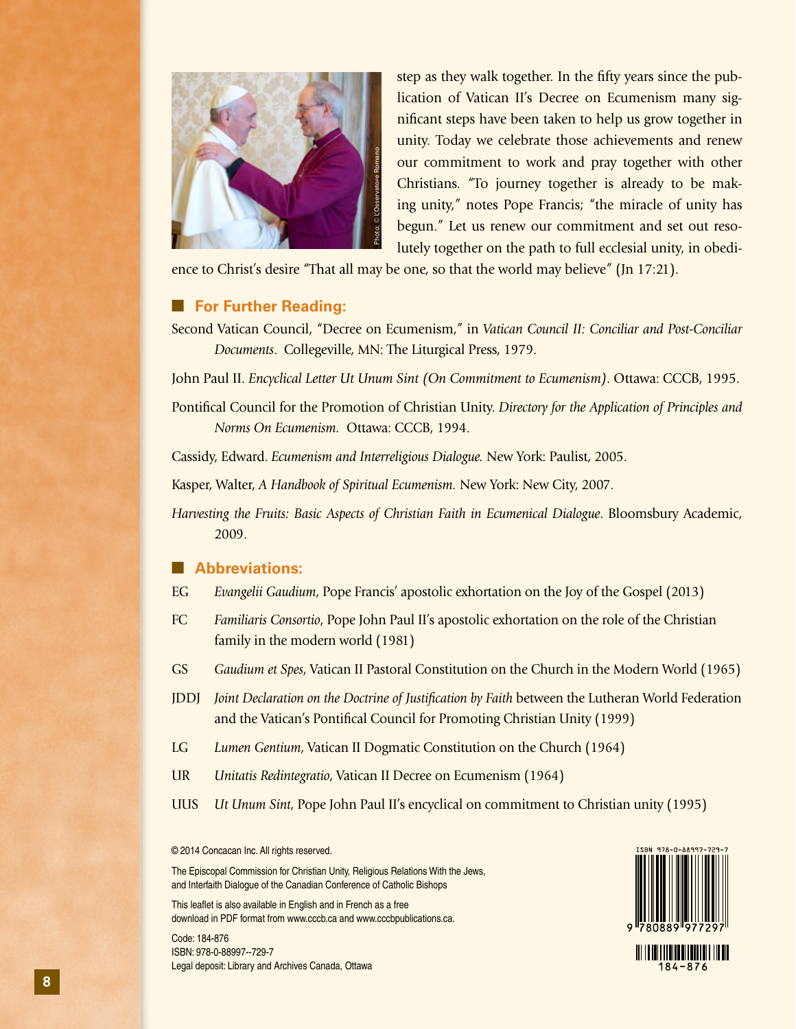step as they walk together. In the fifty years since the publication of Vatican II's Decree on Ecumenism many significant steps have been taken to help us grow together in unity. Today we celebrate those achievements and renew our commitment to work and pray together with other Christians. "To journey together is already to be making unity," notes Pope Francis; "the miracle of unity has begun." Let us renew our commitment and set out resolutely together on the path to full ecclesial unity, in obedience to Christ's desire "That all may be one, so that the world may believe" (Jn 17:21).

Photo: © L'Osservatore Romano

## For Further Reading:

Second Vatican Council, "Decree on Ecumenism," in *Vatican Council II: Conciliar and Post-Conciliar Documents*. Collegeville, MN: The Liturgical Press, 1979.

John Paul II. *Encyclical Letter Ut Unum Sint (On Commitment to Ecumenism)*. Ottawa: CCCB, 1995.

Pontifical Council for the Promotion of Christian Unity. *Directory for the Application of Principles and Norms On Ecumenism.* Ottawa: CCCB, 1994.

Cassidy, Edward. *Ecumenism and Interreligious Dialogue.* New York: Paulist, 2005.

Kasper, Walter, *A Handbook of Spiritual Ecumenism.* New York: New City, 2007.

*Harvesting the Fruits: Basic Aspects of Christian Faith in Ecumenical Dialogue*. Bloomsbury Academic, 2009.

## Abbreviations:

| | |
|---|---|
| EG | *Evangelii Gaudium*, Pope Francis' apostolic exhortation on the Joy of the Gospel (2013) |
| FC | *Familiaris Consortio*, Pope John Paul II's apostolic exhortation on the role of the Christian family in the modern world (1981) |
| GS | *Gaudium et Spes*, Vatican II Pastoral Constitution on the Church in the Modern World (1965) |
| JDDJ | *Joint Declaration on the Doctrine of Justification by Faith* between the Lutheran World Federation and the Vatican's Pontifical Council for Promoting Christian Unity (1999) |
| LG | *Lumen Gentium*, Vatican II Dogmatic Constitution on the Church (1964) |
| UR | *Unitatis Redintegratio*, Vatican II Decree on Ecumenism (1964) |
| UUS | *Ut Unum Sint*, Pope John Paul II's encyclical on commitment to Christian unity (1995) |

© 2014 Concacan Inc. All rights reserved.

The Episcopal Commission for Christian Unity, Religious Relations With the Jews, and Interfaith Dialogue of the Canadian Conference of Catholic Bishops

This leaflet is also available in English and in French as a free download in PDF format from www.cccb.ca and www.cccbpublications.ca.

Code: 184-876
ISBN: 978-0-88997--729-7
Legal deposit: Library and Archives Canada, Ottawa

ISBN 978-0-88997-729-7
9 780889 977297
184-876